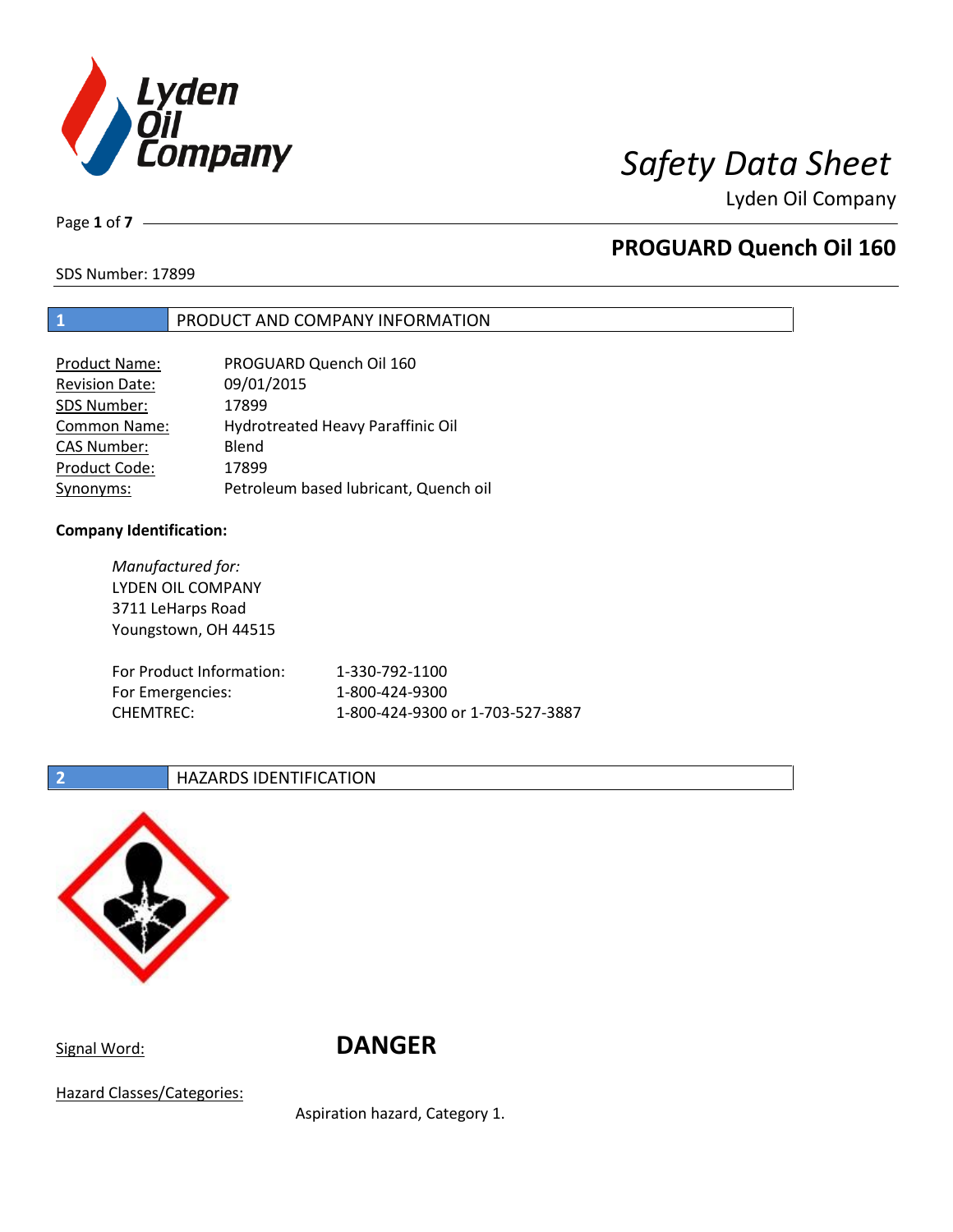# Safety Data Sheet

Lyden Oil Company

## PROGUARD Quench Oil 160

SDS Number: 17899

## 1 PRODUCT AND COMPANY INFORMATION

| | |
|---|---|
| Product Name: | PROGUARD Quench Oil 160 |
| Revision Date: | 09/01/2015 |
| SDS Number: | 17899 |
| Common Name: | Hydrotreated Heavy Paraffinic Oil |
| CAS Number: | Blend |
| Product Code: | 17899 |
| Synonyms: | Petroleum based lubricant, Quench oil |

**Company Identification:**

*Manufactured for:*
LYDEN OIL COMPANY
3711 LeHarps Road
Youngstown, OH 44515

| | |
|---|---|
| For Product Information: | 1-330-792-1100 |
| For Emergencies: | 1-800-424-9300 |
| CHEMTREC: | 1-800-424-9300 or 1-703-527-3887 |

## 2 HAZARDS IDENTIFICATION

Signal Word: **DANGER**

Hazard Classes/Categories:

Aspiration hazard, Category 1.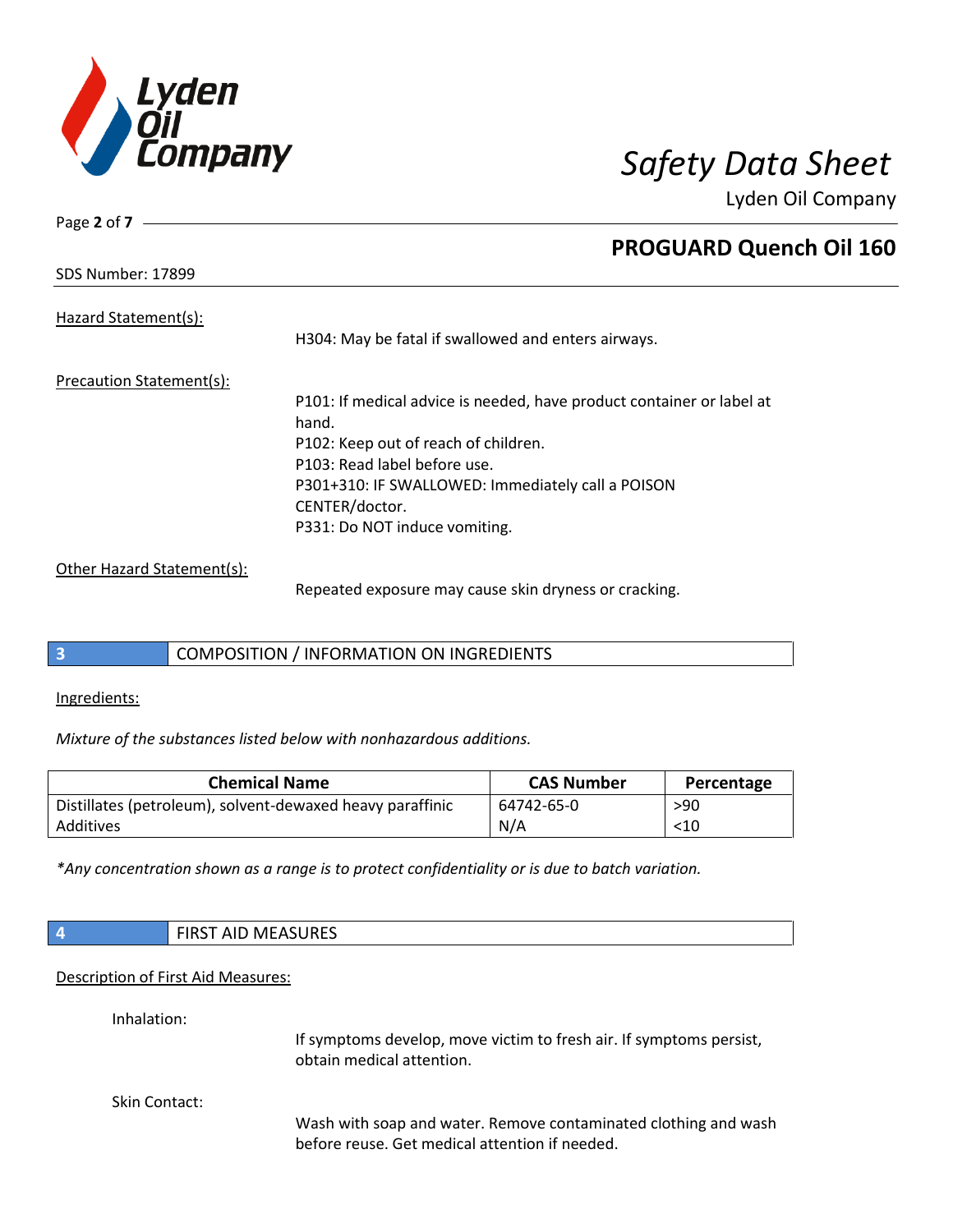Hazard Statement(s):

H304: May be fatal if swallowed and enters airways.

Precaution Statement(s):

P101: If medical advice is needed, have product container or label at hand.
P102: Keep out of reach of children.
P103: Read label before use.
P301+310: IF SWALLOWED: Immediately call a POISON CENTER/doctor.
P331: Do NOT induce vomiting.

Other Hazard Statement(s):

Repeated exposure may cause skin dryness or cracking.

## 3 COMPOSITION / INFORMATION ON INGREDIENTS

Ingredients:

*Mixture of the substances listed below with nonhazardous additions.*

| Chemical Name | CAS Number | Percentage |
| --- | --- | --- |
| Distillates (petroleum), solvent-dewaxed heavy paraffinic | 64742-65-0 | >90 |
| Additives | N/A | <10 |

*\*Any concentration shown as a range is to protect confidentiality or is due to batch variation.*

## 4 FIRST AID MEASURES

Description of First Aid Measures:

Inhalation:

If symptoms develop, move victim to fresh air. If symptoms persist, obtain medical attention.

Skin Contact:

Wash with soap and water. Remove contaminated clothing and wash before reuse. Get medical attention if needed.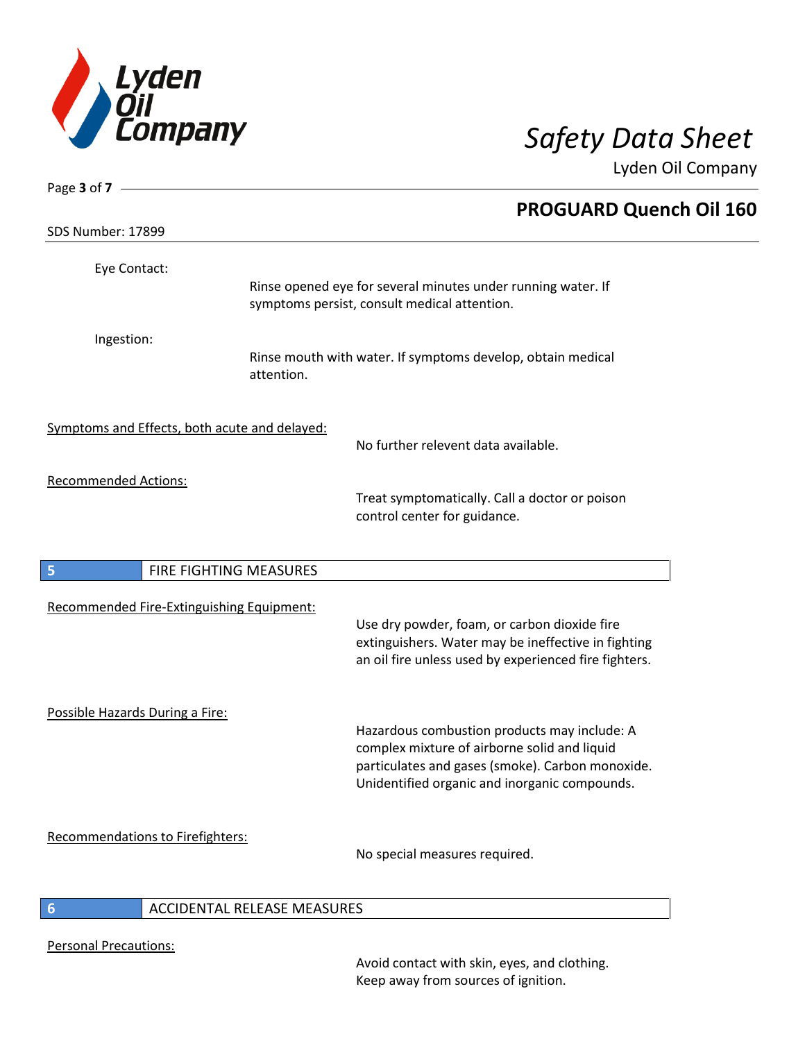Eye Contact:

Rinse opened eye for several minutes under running water. If symptoms persist, consult medical attention.

Ingestion:

Rinse mouth with water. If symptoms develop, obtain medical attention.

Symptoms and Effects, both acute and delayed:

No further relevent data available.

Recommended Actions:

Treat symptomatically. Call a doctor or poison control center for guidance.

## 5 FIRE FIGHTING MEASURES

Recommended Fire-Extinguishing Equipment:

Use dry powder, foam, or carbon dioxide fire extinguishers. Water may be ineffective in fighting an oil fire unless used by experienced fire fighters.

Possible Hazards During a Fire:

Hazardous combustion products may include: A complex mixture of airborne solid and liquid particulates and gases (smoke). Carbon monoxide. Unidentified organic and inorganic compounds.

Recommendations to Firefighters:

No special measures required.

## 6 ACCIDENTAL RELEASE MEASURES

Personal Precautions:

Avoid contact with skin, eyes, and clothing. Keep away from sources of ignition.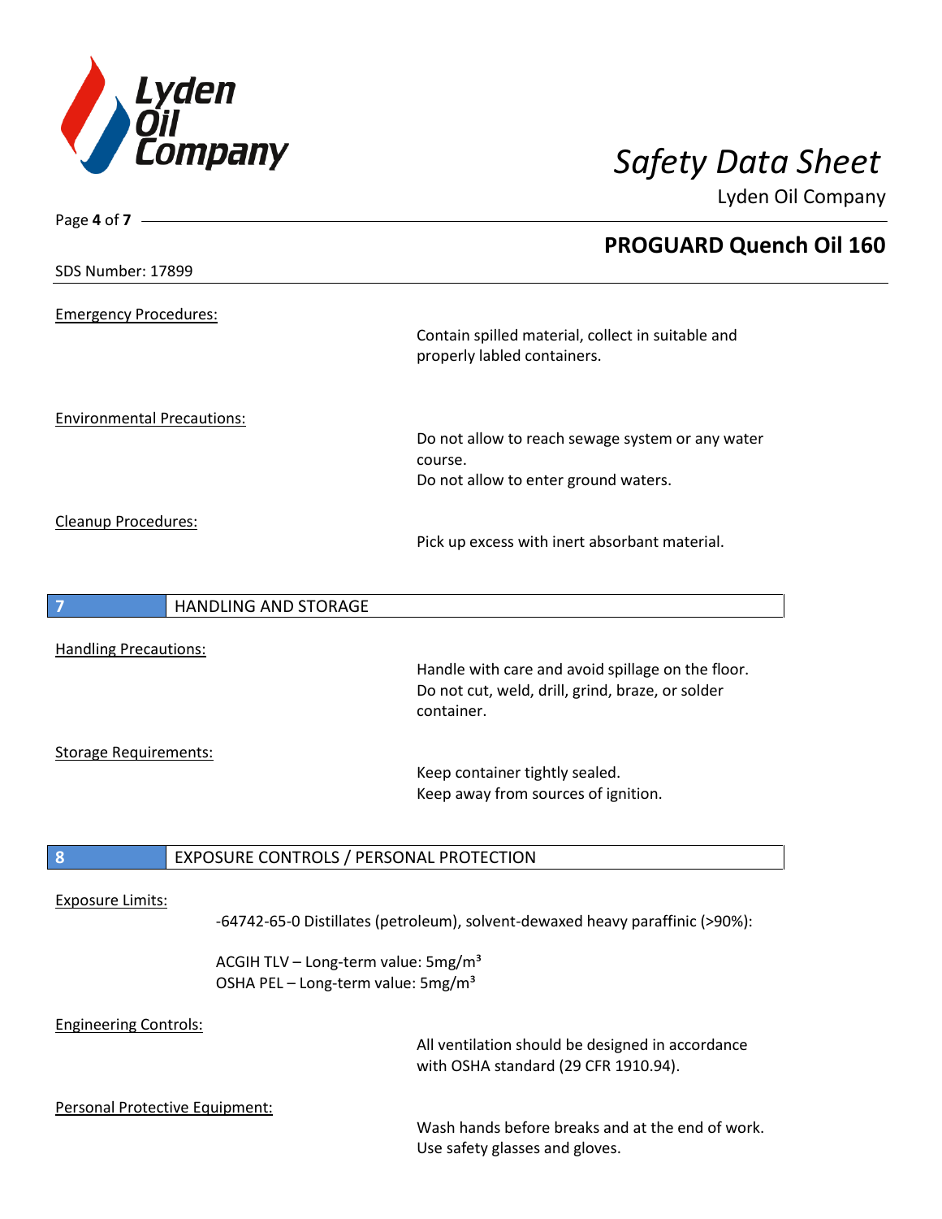Emergency Procedures:

Contain spilled material, collect in suitable and properly labled containers.

Environmental Precautions:

Do not allow to reach sewage system or any water course.
Do not allow to enter ground waters.

Cleanup Procedures:

Pick up excess with inert absorbant material.

## 7 HANDLING AND STORAGE

Handling Precautions:

Handle with care and avoid spillage on the floor.
Do not cut, weld, drill, grind, braze, or solder container.

Storage Requirements:

Keep container tightly sealed.
Keep away from sources of ignition.

## 8 EXPOSURE CONTROLS / PERSONAL PROTECTION

Exposure Limits:

-64742-65-0 Distillates (petroleum), solvent-dewaxed heavy paraffinic (>90%):

ACGIH TLV – Long-term value: 5mg/m$^3$
OSHA PEL – Long-term value: 5mg/m$^3$

Engineering Controls:

All ventilation should be designed in accordance with OSHA standard (29 CFR 1910.94).

Personal Protective Equipment:

Wash hands before breaks and at the end of work.
Use safety glasses and gloves.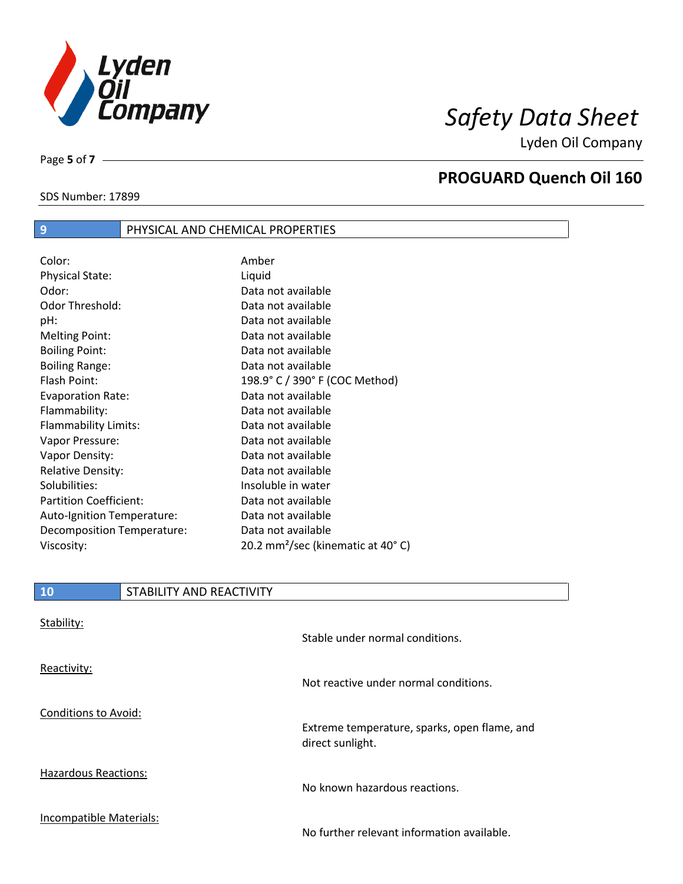## 9 PHYSICAL AND CHEMICAL PROPERTIES

| | |
|---|---|
| Color: | Amber |
| Physical State: | Liquid |
| Odor: | Data not available |
| Odor Threshold: | Data not available |
| pH: | Data not available |
| Melting Point: | Data not available |
| Boiling Point: | Data not available |
| Boiling Range: | Data not available |
| Flash Point: | 198.9° C / 390° F (COC Method) |
| Evaporation Rate: | Data not available |
| Flammability: | Data not available |
| Flammability Limits: | Data not available |
| Vapor Pressure: | Data not available |
| Vapor Density: | Data not available |
| Relative Density: | Data not available |
| Solubilities: | Insoluble in water |
| Partition Coefficient: | Data not available |
| Auto-Ignition Temperature: | Data not available |
| Decomposition Temperature: | Data not available |
| Viscosity: | 20.2 $mm^2$/sec (kinematic at 40° C) |

## 10 STABILITY AND REACTIVITY

**Stability:**

Stable under normal conditions.

**Reactivity:**

Not reactive under normal conditions.

**Conditions to Avoid:**

Extreme temperature, sparks, open flame, and direct sunlight.

**Hazardous Reactions:**

No known hazardous reactions.

**Incompatible Materials:**

No further relevant information available.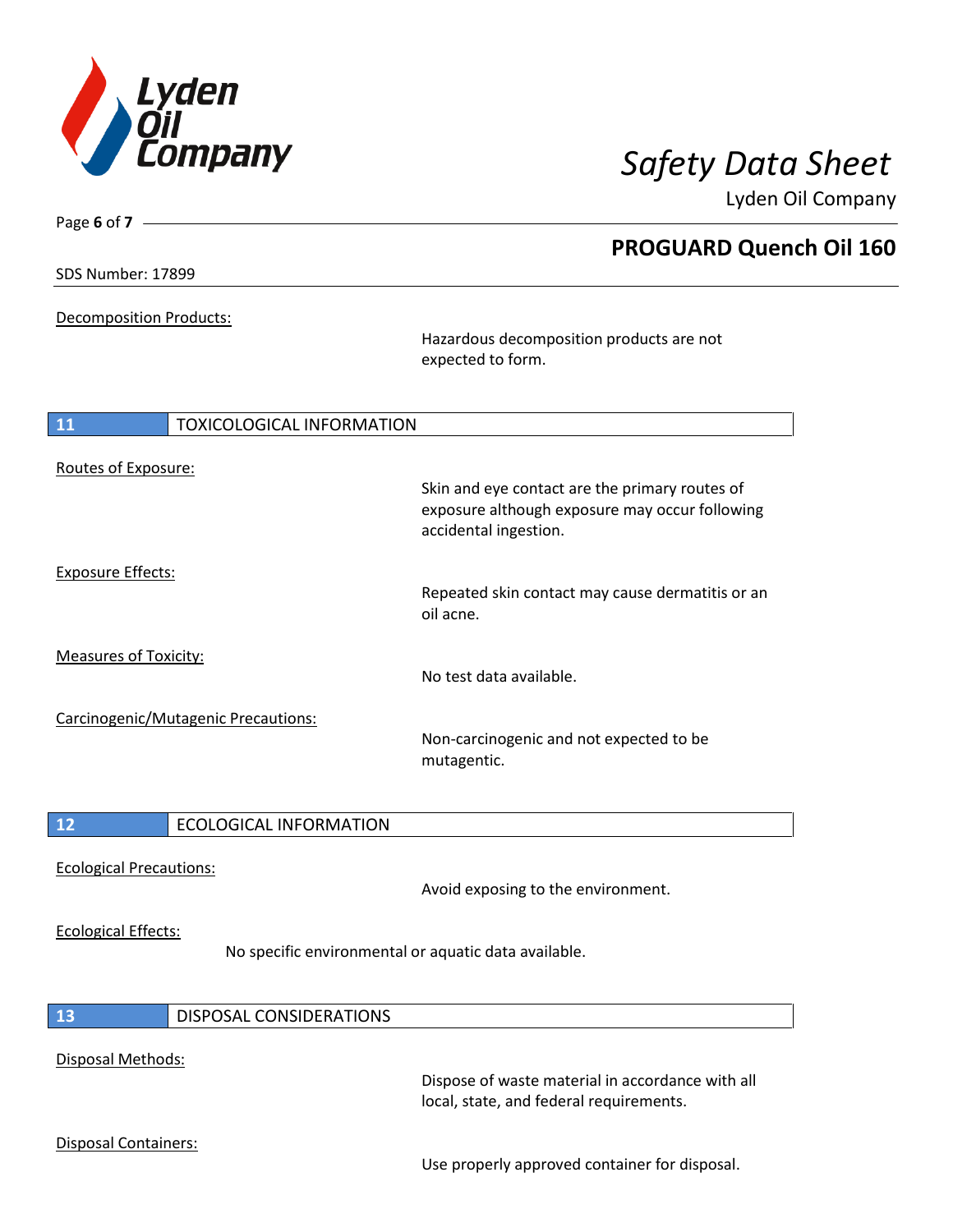Decomposition Products:

Hazardous decomposition products are not expected to form.

## 11 TOXICOLOGICAL INFORMATION

Routes of Exposure:

Skin and eye contact are the primary routes of exposure although exposure may occur following accidental ingestion.

Exposure Effects:

Repeated skin contact may cause dermatitis or an oil acne.

Measures of Toxicity:

No test data available.

Carcinogenic/Mutagenic Precautions:

Non-carcinogenic and not expected to be mutagentic.

## 12 ECOLOGICAL INFORMATION

Ecological Precautions:

Avoid exposing to the environment.

Ecological Effects:

No specific environmental or aquatic data available.

## 13 DISPOSAL CONSIDERATIONS

Disposal Methods:

Dispose of waste material in accordance with all local, state, and federal requirements.

Disposal Containers:

Use properly approved container for disposal.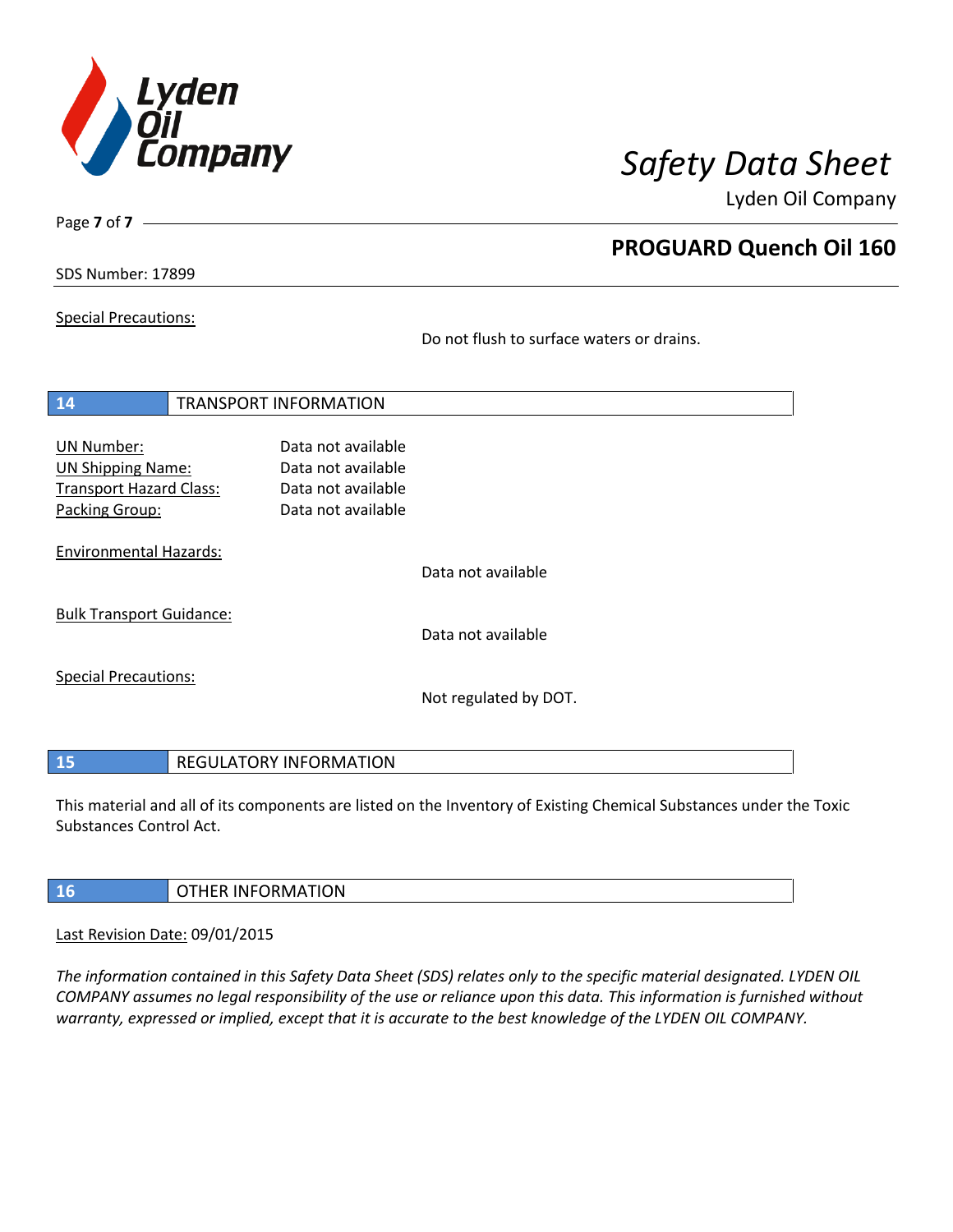Special Precautions:

Do not flush to surface waters or drains.

## 14 TRANSPORT INFORMATION

| | |
|---|---|
| UN Number: | Data not available |
| UN Shipping Name: | Data not available |
| Transport Hazard Class: | Data not available |
| Packing Group: | Data not available |

Environmental Hazards:

Data not available

Bulk Transport Guidance:

Data not available

Special Precautions:

Not regulated by DOT.

## 15 REGULATORY INFORMATION

This material and all of its components are listed on the Inventory of Existing Chemical Substances under the Toxic Substances Control Act.

## 16 OTHER INFORMATION

Last Revision Date: 09/01/2015

*The information contained in this Safety Data Sheet (SDS) relates only to the specific material designated. LYDEN OIL COMPANY assumes no legal responsibility of the use or reliance upon this data. This information is furnished without warranty, expressed or implied, except that it is accurate to the best knowledge of the LYDEN OIL COMPANY.*